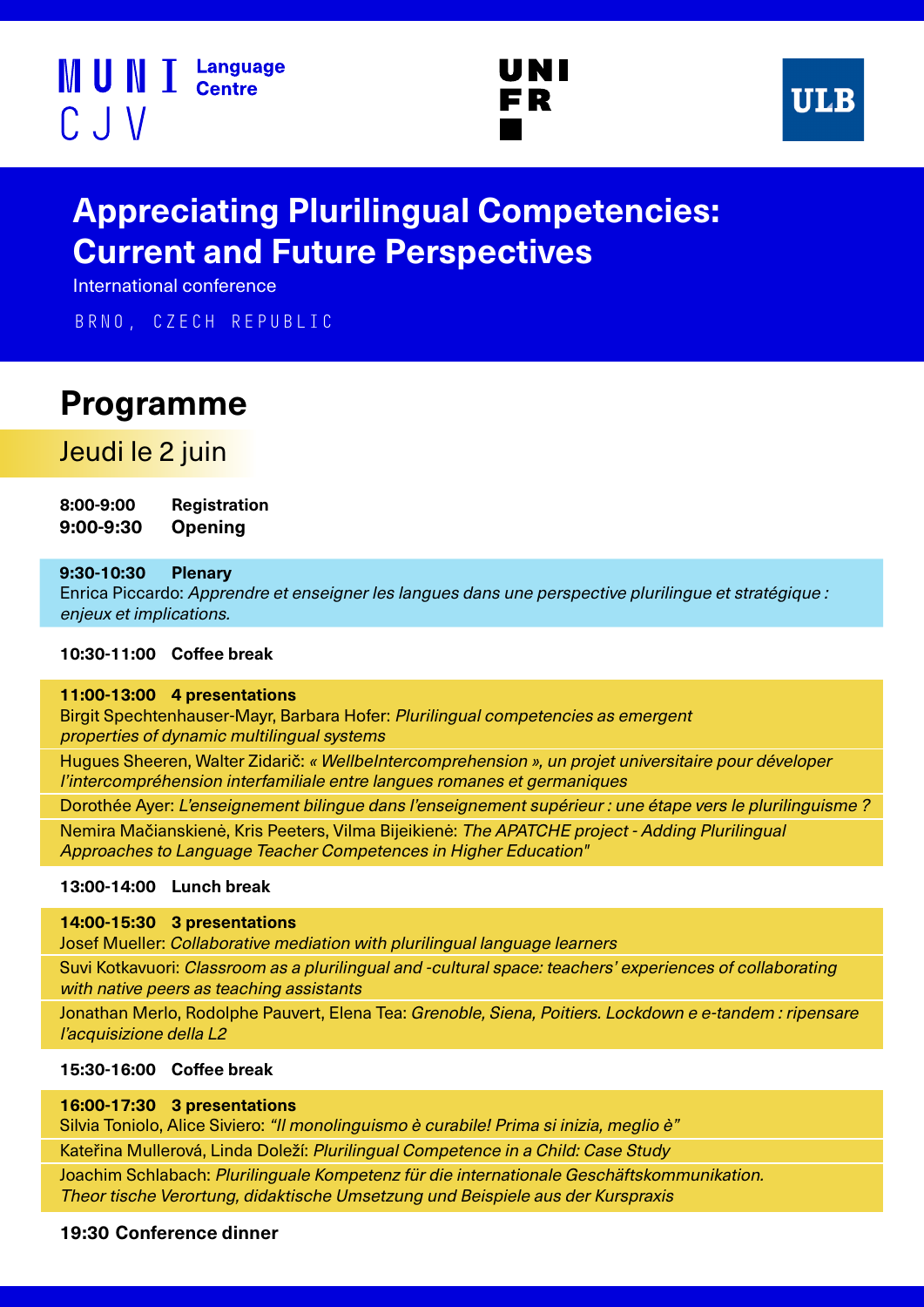MUNI Language Centre
CJV

UNI FR

ULB

# Appreciating Plurilingual Competencies: Current and Future Perspectives

International conference

BRNO, CZECH REPUBLIC

## Programme

### Jeudi le 2 juin

**8:00-9:00** **Registration**
**9:00-9:30** **Opening**

**9:30-10:30** **Plenary**
Enrica Piccardo: *Apprendre et enseigner les langues dans une perspective plurilingue et stratégique : enjeux et implications.*

**10:30-11:00** **Coffee break**

**11:00-13:00** **4 presentations**
Birgit Spechtenhauser-Mayr, Barbara Hofer: *Plurilingual competencies as emergent properties of dynamic multilingual systems*

Hugues Sheeren, Walter Zidarič: *« WellbeIntercomprehension », un projet universitaire pour développer l'intercompréhension interfamiliale entre langues romanes et germaniques*

Dorothée Ayer: *L'enseignement bilingue dans l'enseignement supérieur : une étape vers le plurilinguisme ?*

Nemira Mačianskienė, Kris Peeters, Vilma Bijeikienė: *The APATCHE project - Adding Plurilingual Approaches to Language Teacher Competences in Higher Education"*

**13:00-14:00** **Lunch break**

**14:00-15:30** **3 presentations**
Josef Mueller: *Collaborative mediation with plurilingual language learners*

Suvi Kotkavuori: *Classroom as a plurilingual and -cultural space: teachers' experiences of collaborating with native peers as teaching assistants*

Jonathan Merlo, Rodolphe Pauvert, Elena Tea: *Grenoble, Siena, Poitiers. Lockdown e e-tandem : ripensare l'acquisizione della L2*

**15:30-16:00** **Coffee break**

**16:00-17:30** **3 presentations**
Silvia Toniolo, Alice Siviero: *"Il monolinguismo è curabile! Prima si inizia, meglio è"*

Kateřina Mullerová, Linda Doleží: *Plurilingual Competence in a Child: Case Study*

Joachim Schlabach: *Plurilinguale Kompetenz für die internationale Geschäftskommunikation. Theor tische Verortung, didaktische Umsetzung und Beispiele aus der Kurspraxis*

**19:30** **Conference dinner**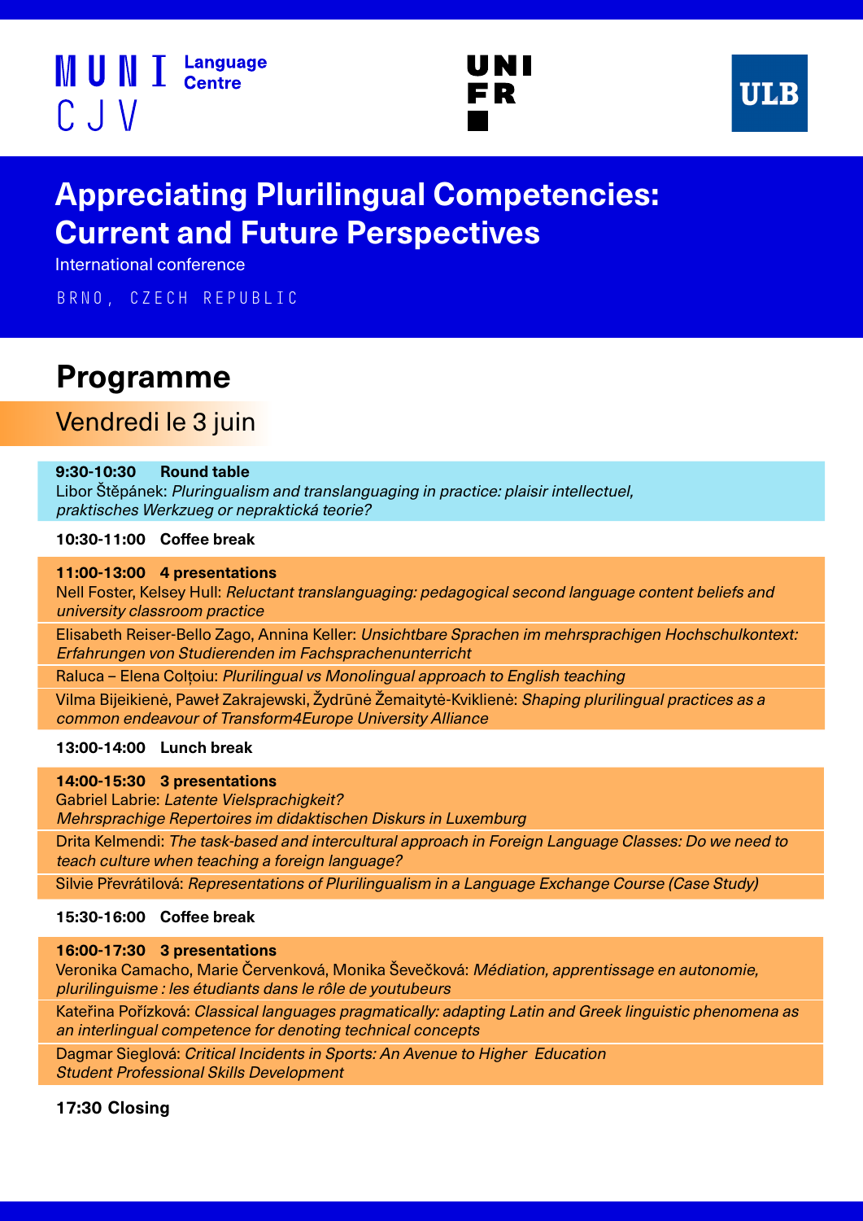MUNI Language Centre
CJV

UNI FR

ULB

# Appreciating Plurilingual Competencies: Current and Future Perspectives

International conference

BRNO, CZECH REPUBLIC

## Programme

### Vendredi le 3 juin

**9:30-10:30 Round table**
Libor Štěpánek: *Pluringualism and translanguaging in practice: plaisir intellectuel, praktisches Werkzeug or nepraktická teorie?*

**10:30-11:00 Coffee break**

**11:00-13:00 4 presentations**
Nell Foster, Kelsey Hull: *Reluctant translanguaging: pedagogical second language content beliefs and university classroom practice*

Elisabeth Reiser-Bello Zago, Annina Keller: *Unsichtbare Sprachen im mehrsprachigen Hochschulkontext: Erfahrungen von Studierenden im Fachsprachenunterricht*

Raluca – Elena Colțoiu: *Plurilingual vs Monolingual approach to English teaching*

Vilma Bijeikienė, Paweł Zakrajewski, Žydrūnė Žemaitytė-Kviklienė: *Shaping plurilingual practices as a common endeavour of Transform4Europe University Alliance*

**13:00-14:00 Lunch break**

**14:00-15:30 3 presentations**
Gabriel Labrie: *Latente Vielsprachigkeit? Mehrsprachige Repertoires im didaktischen Diskurs in Luxemburg*

Drita Kelmendi: *The task-based and intercultural approach in Foreign Language Classes: Do we need to teach culture when teaching a foreign language?*

Silvie Převrátilová: *Representations of Plurilingualism in a Language Exchange Course (Case Study)*

**15:30-16:00 Coffee break**

**16:00-17:30 3 presentations**
Veronika Camacho, Marie Červenková, Monika Ševečková: *Médiation, apprentissage en autonomie, plurilinguisme : les étudiants dans le rôle de youtubeurs*

Kateřina Pořízková: *Classical languages pragmatically: adapting Latin and Greek linguistic phenomena as an interlingual competence for denoting technical concepts*

Dagmar Sieglová: *Critical Incidents in Sports: An Avenue to Higher Education Student Professional Skills Development*

**17:30 Closing**